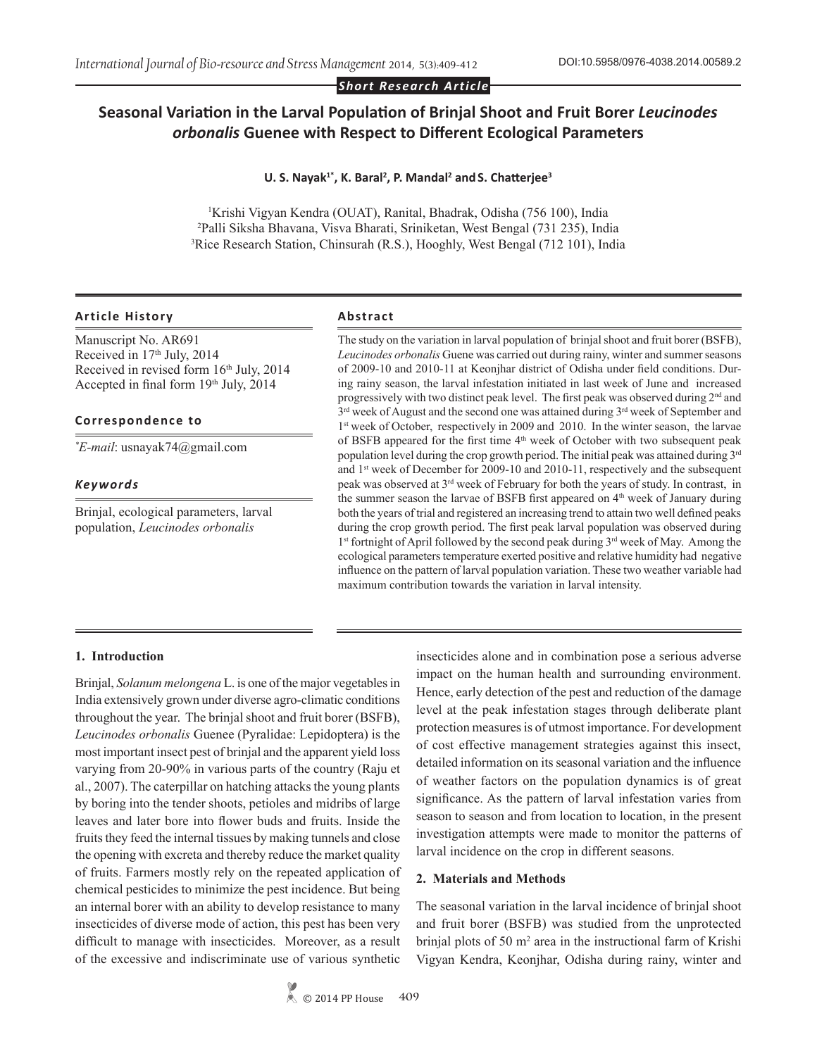*Short Research Article*

# Seasonal Variation in the Larval Population of Brinjal Shoot and Fruit Borer *Leucinodes orbonalis* Guenee with Respect to Different Ecological Parameters

**U. S. Nayak[1*], K. Baral[2], P. Mandal[2] and S. Chatterjee[3]**

[1]Krishi Vigyan Kendra (OUAT), Ranital, Bhadrak, Odisha (756 100), India
[2]Palli Siksha Bhavana, Visva Bharati, Sriniketan, West Bengal (731 235), India
[3]Rice Research Station, Chinsurah (R.S.), Hooghly, West Bengal (712 101), India

DOI:10.5958/0976-4038.2014.00589.2

### Article History

Manuscript No. AR691
Received in 17th July, 2014
Received in revised form 16th July, 2014
Accepted in final form 19th July, 2014

### Correspondence to

*E-mail: usnayak74@gmail.com

### *Keywords*

Brinjal, ecological parameters, larval population, *Leucinodes orbonalis*

### Abstract

The study on the variation in larval population of brinjal shoot and fruit borer (BSFB), *Leucinodes orbonalis* Guene was carried out during rainy, winter and summer seasons of 2009-10 and 2010-11 at Keonjhar district of Odisha under field conditions. During rainy season, the larval infestation initiated in last week of June and increased progressively with two distinct peak level. The first peak was observed during 2nd and 3rd week of August and the second one was attained during 3rd week of September and 1st week of October, respectively in 2009 and 2010. In the winter season, the larvae of BSFB appeared for the first time 4th week of October with two subsequent peak population level during the crop growth period. The initial peak was attained during 3rd and 1st week of December for 2009-10 and 2010-11, respectively and the subsequent peak was observed at 3rd week of February for both the years of study. In contrast, in the summer season the larvae of BSFB first appeared on 4th week of January during both the years of trial and registered an increasing trend to attain two well defined peaks during the crop growth period. The first peak larval population was observed during 1st fortnight of April followed by the second peak during 3rd week of May. Among the ecological parameters temperature exerted positive and relative humidity had negative influence on the pattern of larval population variation. These two weather variable had maximum contribution towards the variation in larval intensity.

## 1. Introduction

Brinjal, *Solanum melongena* L. is one of the major vegetables in India extensively grown under diverse agro-climatic conditions throughout the year. The brinjal shoot and fruit borer (BSFB), *Leucinodes orbonalis* Guenee (Pyralidae: Lepidoptera) is the most important insect pest of brinjal and the apparent yield loss varying from 20-90% in various parts of the country (Raju et al., 2007). The caterpillar on hatching attacks the young plants by boring into the tender shoots, petioles and midribs of large leaves and later bore into flower buds and fruits. Inside the fruits they feed the internal tissues by making tunnels and close the opening with excreta and thereby reduce the market quality of fruits. Farmers mostly rely on the repeated application of chemical pesticides to minimize the pest incidence. But being an internal borer with an ability to develop resistance to many insecticides of diverse mode of action, this pest has been very difficult to manage with insecticides. Moreover, as a result of the excessive and indiscriminate use of various synthetic insecticides alone and in combination pose a serious adverse impact on the human health and surrounding environment. Hence, early detection of the pest and reduction of the damage level at the peak infestation stages through deliberate plant protection measures is of utmost importance. For development of cost effective management strategies against this insect, detailed information on its seasonal variation and the influence of weather factors on the population dynamics is of great significance. As the pattern of larval infestation varies from season to season and from location to location, in the present investigation attempts were made to monitor the patterns of larval incidence on the crop in different seasons.

## 2. Materials and Methods

The seasonal variation in the larval incidence of brinjal shoot and fruit borer (BSFB) was studied from the unprotected brinjal plots of 50 m$^2$ area in the instructional farm of Krishi Vigyan Kendra, Keonjhar, Odisha during rainy, winter and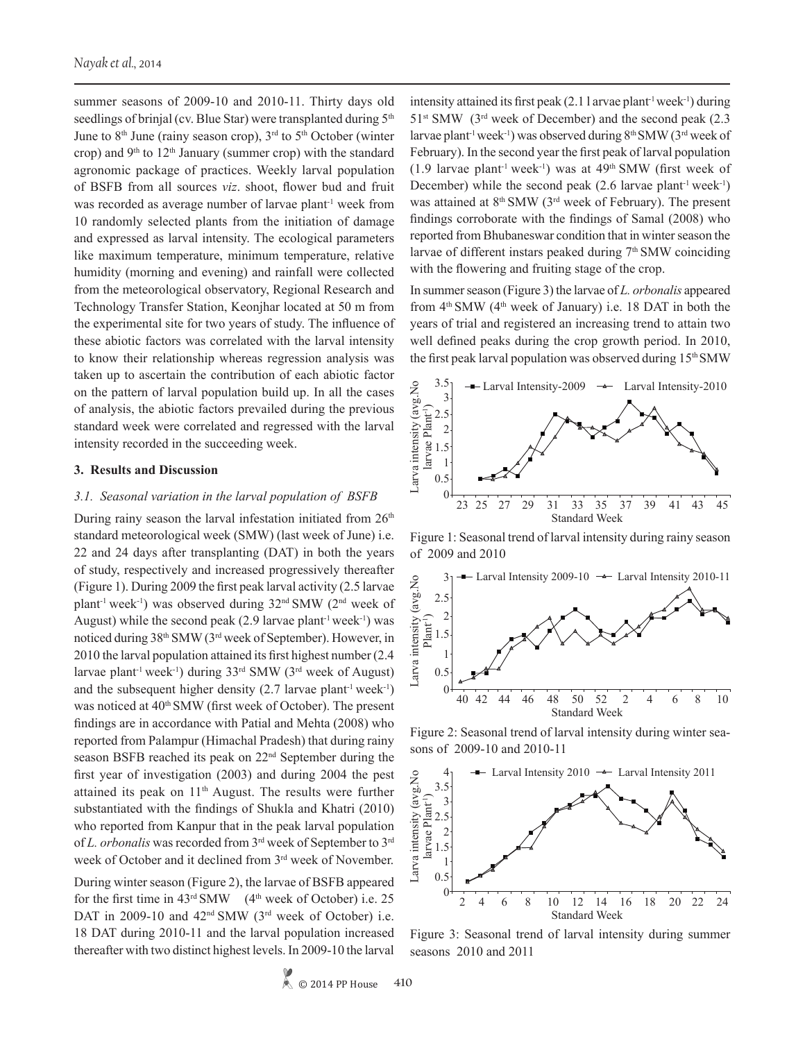summer seasons of 2009-10 and 2010-11. Thirty days old seedlings of brinjal (cv. Blue Star) were transplanted during 5th June to 8th June (rainy season crop), 3rd to 5th October (winter crop) and 9th to 12th January (summer crop) with the standard agronomic package of practices. Weekly larval population of BSFB from all sources *viz*. shoot, flower bud and fruit was recorded as average number of larvae plant$^{-1}$ week from 10 randomly selected plants from the initiation of damage and expressed as larval intensity. The ecological parameters like maximum temperature, minimum temperature, relative humidity (morning and evening) and rainfall were collected from the meteorological observatory, Regional Research and Technology Transfer Station, Keonjhar located at 50 m from the experimental site for two years of study. The influence of these abiotic factors was correlated with the larval intensity to know their relationship whereas regression analysis was taken up to ascertain the contribution of each abiotic factor on the pattern of larval population build up. In all the cases of analysis, the abiotic factors prevailed during the previous standard week were correlated and regressed with the larval intensity recorded in the succeeding week.

## 3. Results and Discussion

### 3.1. Seasonal variation in the larval population of BSFB

During rainy season the larval infestation initiated from 26th standard meteorological week (SMW) (last week of June) i.e. 22 and 24 days after transplanting (DAT) in both the years of study, respectively and increased progressively thereafter (Figure 1). During 2009 the first peak larval activity (2.5 larvae plant$^{-1}$ week$^{-1}$) was observed during 32nd SMW (2nd week of August) while the second peak (2.9 larvae plant$^{-1}$ week$^{-1}$) was noticed during 38th SMW (3rd week of September). However, in 2010 the larval population attained its first highest number (2.4 larvae plant$^{-1}$ week$^{-1}$) during 33rd SMW (3rd week of August) and the subsequent higher density (2.7 larvae plant$^{-1}$ week$^{-1}$) was noticed at 40th SMW (first week of October). The present findings are in accordance with Patial and Mehta (2008) who reported from Palampur (Himachal Pradesh) that during rainy season BSFB reached its peak on 22nd September during the first year of investigation (2003) and during 2004 the pest attained its peak on 11th August. The results were further substantiated with the findings of Shukla and Khatri (2010) who reported from Kanpur that in the peak larval population of *L. orbonalis* was recorded from 3rd week of September to 3rd week of October and it declined from 3rd week of November.

During winter season (Figure 2), the larvae of BSFB appeared for the first time in 43rd SMW (4th week of October) i.e. 25 DAT in 2009-10 and 42nd SMW (3rd week of October) i.e. 18 DAT during 2010-11 and the larval population increased thereafter with two distinct highest levels. In 2009-10 the larval intensity attained its first peak (2.1 l arvae plant$^{-1}$ week$^{-1}$) during 51st SMW (3rd week of December) and the second peak (2.3 larvae plant$^{-1}$ week$^{-1}$) was observed during 8th SMW (3rd week of February). In the second year the first peak of larval population (1.9 larvae plant$^{-1}$ week$^{-1}$) was at 49th SMW (first week of December) while the second peak (2.6 larvae plant$^{-1}$ week$^{-1}$) was attained at 8th SMW (3rd week of February). The present findings corroborate with the findings of Samal (2008) who reported from Bhubaneswar condition that in winter season the larvae of different instars peaked during 7th SMW coinciding with the flowering and fruiting stage of the crop.

In summer season (Figure 3) the larvae of *L. orbonalis* appeared from 4th SMW (4th week of January) i.e. 18 DAT in both the years of trial and registered an increasing trend to attain two well defined peaks during the crop growth period. In 2010, the first peak larval population was observed during 15th SMW

Figure 1: Seasonal trend of larval intensity during rainy season of 2009 and 2010

Figure 2: Seasonal trend of larval intensity during winter seasons of 2009-10 and 2010-11

Figure 3: Seasonal trend of larval intensity during summer seasons 2010 and 2011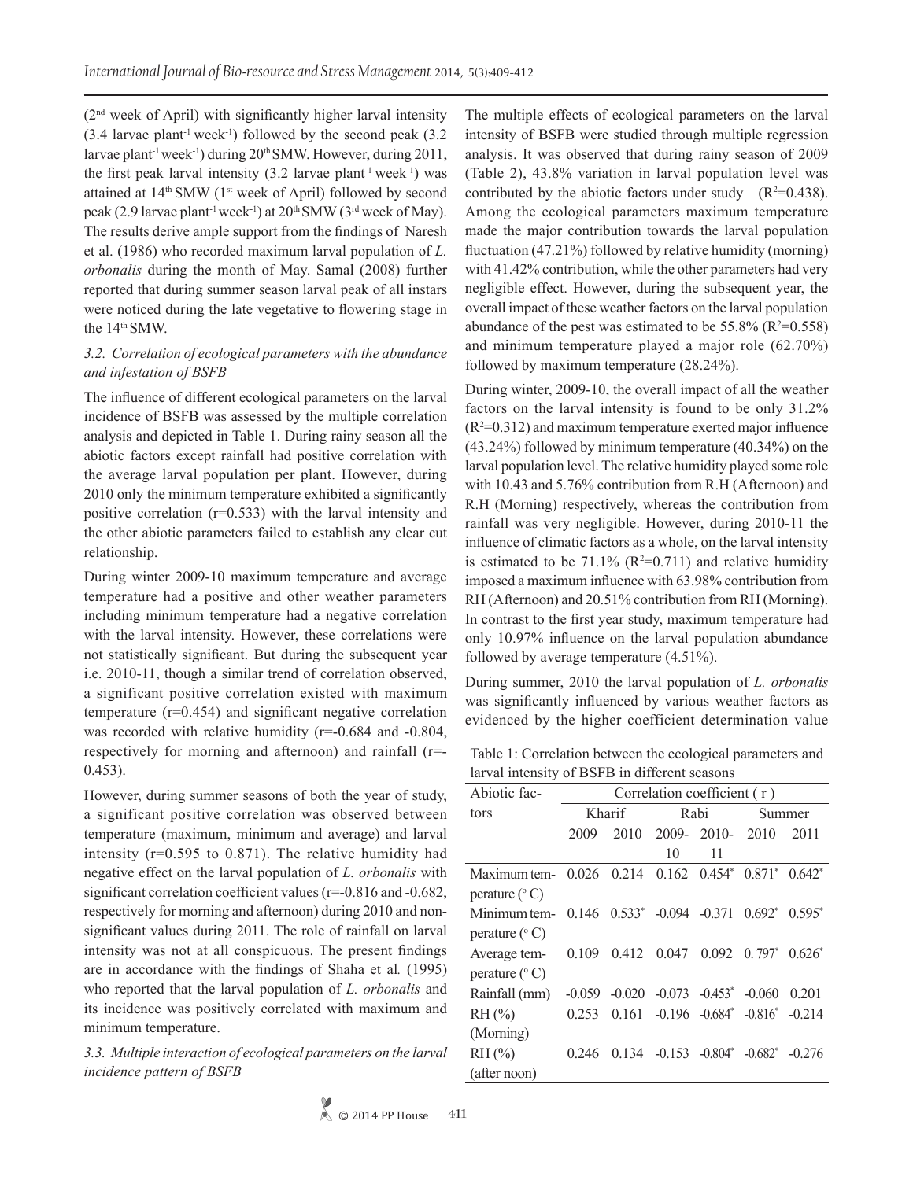($2^{nd}$ week of April) with significantly higher larval intensity (3.4 larvae $plant^{-1}$ $week^{-1}$) followed by the second peak (3.2 larvae $plant^{-1}$ $week^{-1}$) during $20^{th}$ SMW. However, during 2011, the first peak larval intensity (3.2 larvae $plant^{-1}$ $week^{-1}$) was attained at $14^{th}$ SMW ($1^{st}$ week of April) followed by second peak (2.9 larvae $plant^{-1}$ $week^{-1}$) at $20^{th}$ SMW ($3^{rd}$ week of May). The results derive ample support from the findings of Naresh et al. (1986) who recorded maximum larval population of *L. orbonalis* during the month of May. Samal (2008) further reported that during summer season larval peak of all instars were noticed during the late vegetative to flowering stage in the $14^{th}$ SMW.

### 3.2. Correlation of ecological parameters with the abundance and infestation of BSFB

The influence of different ecological parameters on the larval incidence of BSFB was assessed by the multiple correlation analysis and depicted in Table 1. During rainy season all the abiotic factors except rainfall had positive correlation with the average larval population per plant. However, during 2010 only the minimum temperature exhibited a significantly positive correlation (r=0.533) with the larval intensity and the other abiotic parameters failed to establish any clear cut relationship.

During winter 2009-10 maximum temperature and average temperature had a positive and other weather parameters including minimum temperature had a negative correlation with the larval intensity. However, these correlations were not statistically significant. But during the subsequent year i.e. 2010-11, though a similar trend of correlation observed, a significant positive correlation existed with maximum temperature (r=0.454) and significant negative correlation was recorded with relative humidity (r=-0.684 and -0.804, respectively for morning and afternoon) and rainfall (r=-0.453).

However, during summer seasons of both the year of study, a significant positive correlation was observed between temperature (maximum, minimum and average) and larval intensity (r=0.595 to 0.871). The relative humidity had negative effect on the larval population of *L. orbonalis* with significant correlation coefficient values (r=-0.816 and -0.682, respectively for morning and afternoon) during 2010 and non-significant values during 2011. The role of rainfall on larval intensity was not at all conspicuous. The present findings are in accordance with the findings of Shaha et al*.* (1995) who reported that the larval population of *L. orbonalis* and its incidence was positively correlated with maximum and minimum temperature.

### 3.3. Multiple interaction of ecological parameters on the larval incidence pattern of BSFB

The multiple effects of ecological parameters on the larval intensity of BSFB were studied through multiple regression analysis. It was observed that during rainy season of 2009 (Table 2), 43.8% variation in larval population level was contributed by the abiotic factors under study ($R^2$=0.438). Among the ecological parameters maximum temperature made the major contribution towards the larval population fluctuation (47.21%) followed by relative humidity (morning) with 41.42% contribution, while the other parameters had very negligible effect. However, during the subsequent year, the overall impact of these weather factors on the larval population abundance of the pest was estimated to be 55.8% ($R^2$=0.558) and minimum temperature played a major role (62.70%) followed by maximum temperature (28.24%).

During winter, 2009-10, the overall impact of all the weather factors on the larval intensity is found to be only 31.2% ($R^2$=0.312) and maximum temperature exerted major influence (43.24%) followed by minimum temperature (40.34%) on the larval population level. The relative humidity played some role with 10.43 and 5.76% contribution from R.H (Afternoon) and R.H (Morning) respectively, whereas the contribution from rainfall was very negligible. However, during 2010-11 the influence of climatic factors as a whole, on the larval intensity is estimated to be 71.1% ($R^2$=0.711) and relative humidity imposed a maximum influence with 63.98% contribution from RH (Afternoon) and 20.51% contribution from RH (Morning). In contrast to the first year study, maximum temperature had only 10.97% influence on the larval population abundance followed by average temperature (4.51%).

During summer, 2010 the larval population of *L. orbonalis* was significantly influenced by various weather factors as evidenced by the higher coefficient determination value

Table 1: Correlation between the ecological parameters and larval intensity of BSFB in different seasons

| Abiotic factors | Correlation coefficient ( r ) | | | | | |
|---|---|---|---|---|---|---|
| | Kharif | | Rabi | | Summer | |
| | 2009 | 2010 | 2009-10 | 2010-11 | 2010 | 2011 |
| Maximum temperature (° C) | 0.026 | 0.214 | 0.162 | 0.454* | 0.871* | 0.642* |
| Minimum temperature (° C) | 0.146 | 0.533* | -0.094 | -0.371 | 0.692* | 0.595* |
| Average temperature (° C) | 0.109 | 0.412 | 0.047 | 0.092 | 0. 797* | 0.626* |
| Rainfall (mm) | -0.059 | -0.020 | -0.073 | -0.453* | -0.060 | 0.201 |
| RH (%) (Morning) | 0.253 | 0.161 | -0.196 | -0.684* | -0.816* | -0.214 |
| RH (%) (after noon) | 0.246 | 0.134 | -0.153 | -0.804* | -0.682* | -0.276 |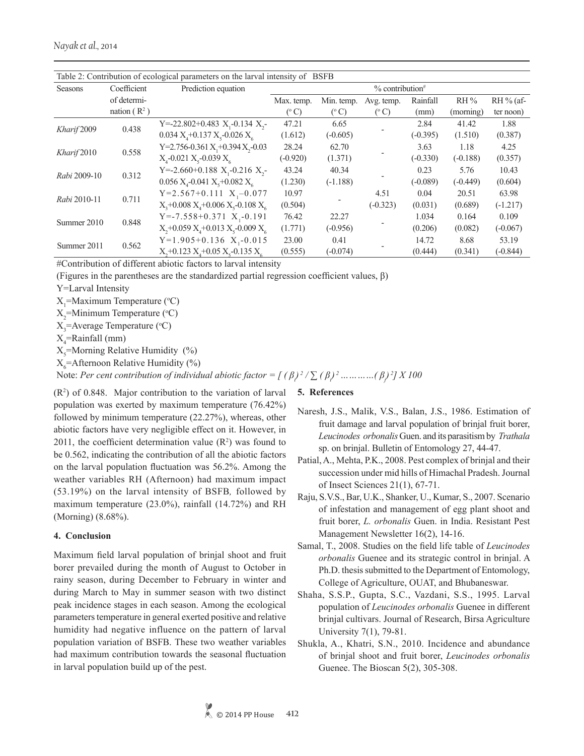Table 2: Contribution of ecological parameters on the larval intensity of BSFB

| Seasons | Coefficient of determination ($R^2$) | Prediction equation | % contribution# | | | | | |
|---|---|---|---|---|---|---|---|---|
| | | | Max. temp. (°C) | Min. temp. (°C) | Avg. temp. (°C) | Rainfall (mm) | RH % (morning) | RH % (afternoon) |
| *Kharif* 2009 | 0.438 | $Y=-22.802+0.483\ X_1-0.134\ X_2-0.034\ X_4+0.137\ X_5-0.026\ X_6$ | 47.21 (1.612) | 6.65 (-0.605) | - | 2.84 (-0.395) | 41.42 (1.510) | 1.88 (0.387) |
| *Kharif* 2010 | 0.558 | $Y=2.756-0.361\ X_1+0.394\ X_2-0.03\ X_4-0.021\ X_5-0.039\ X_6$ | 28.24 (-0.920) | 62.70 (1.371) | - | 3.63 (-0.330) | 1.18 (-0.188) | 4.25 (0.357) |
| *Rabi* 2009-10 | 0.312 | $Y=-2.660+0.188\ X_1-0.216\ X_2-0.056\ X_4-0.041\ X_5+0.082\ X_6$ | 43.24 (1.230) | 40.34 (-1.188) | - | 0.23 (-0.089) | 5.76 (-0.449) | 10.43 (0.604) |
| *Rabi* 2010-11 | 0.711 | $Y=2.567+0.111\ X_1-0.077\ X_3+0.008\ X_4+0.006\ X_5-0.108\ X_6$ | 10.97 (0.504) | - | 4.51 (-0.323) | 0.04 (0.031) | 20.51 (0.689) | 63.98 (-1.217) |
| Summer 2010 | 0.848 | $Y=-7.558+0.371\ X_1-0.191\ X_2+0.059\ X_4+0.013\ X_5-0.009\ X_6$ | 76.42 (1.771) | 22.27 (-0.956) | - | 1.034 (0.206) | 0.164 (0.082) | 0.109 (-0.067) |
| Summer 2011 | 0.562 | $Y=1.905+0.136\ X_1-0.015\ X_2+0.123\ X_4+0.05\ X_5-0.135\ X_6$ | 23.00 (0.555) | 0.41 (-0.074) | - | 14.72 (0.444) | 8.68 (0.341) | 53.19 (-0.844) |

#Contribution of different abiotic factors to larval intensity

(Figures in the parentheses are the standardized partial regression coefficient values, β)

Y=Larval Intensity

$X_1$=Maximum Temperature (°C)

$X_2$=Minimum Temperature (°C)

$X_3$=Average Temperature (°C)

$X_4$=Rainfall (mm)

$X_5$=Morning Relative Humidity (%)

$X_6$=Afternoon Relative Humidity (%)

Note: *Per cent contribution of individual abiotic factor* = $[(\beta_i)^2 / \sum (\beta_i)^2 \ldots\ldots\ldots(\beta_j)^2] \times 100$

($R^2$) of 0.848. Major contribution to the variation of larval population was exerted by maximum temperature (76.42%) followed by minimum temperature (22.27%), whereas, other abiotic factors have very negligible effect on it. However, in 2011, the coefficient determination value ($R^2$) was found to be 0.562, indicating the contribution of all the abiotic factors on the larval population fluctuation was 56.2%. Among the weather variables RH (Afternoon) had maximum impact (53.19%) on the larval intensity of BSFB, followed by maximum temperature (23.0%), rainfall (14.72%) and RH (Morning) (8.68%).

## 4. Conclusion

Maximum field larval population of brinjal shoot and fruit borer prevailed during the month of August to October in rainy season, during December to February in winter and during March to May in summer season with two distinct peak incidence stages in each season. Among the ecological parameters temperature in general exerted positive and relative humidity had negative influence on the pattern of larval population variation of BSFB. These two weather variables had maximum contribution towards the seasonal fluctuation in larval population build up of the pest.

## 5. References

Naresh, J.S., Malik, V.S., Balan, J.S., 1986. Estimation of fruit damage and larval population of brinjal fruit borer, *Leucinodes orbonalis* Guen. and its parasitism by *Trathala* sp. on brinjal. Bulletin of Entomology 27, 44-47.

Patial, A., Mehta, P.K., 2008. Pest complex of brinjal and their succession under mid hills of Himachal Pradesh. Journal of Insect Sciences 21(1), 67-71.

Raju, S.V.S., Bar, U.K., Shanker, U., Kumar, S., 2007. Scenario of infestation and management of egg plant shoot and fruit borer, *L. orbonalis* Guen. in India. Resistant Pest Management Newsletter 16(2), 14-16.

Samal, T., 2008. Studies on the field life table of *Leucinodes orbonalis* Guenee and its strategic control in brinjal. A Ph.D. thesis submitted to the Department of Entomology, College of Agriculture, OUAT, and Bhubaneswar.

Shaha, S.S.P., Gupta, S.C., Vazdani, S.S., 1995. Larval population of *Leucinodes orbonalis* Guenee in different brinjal cultivars. Journal of Research, Birsa Agriculture University 7(1), 79-81.

Shukla, A., Khatri, S.N., 2010. Incidence and abundance of brinjal shoot and fruit borer, *Leucinodes orbonalis* Guenee. The Bioscan 5(2), 305-308.